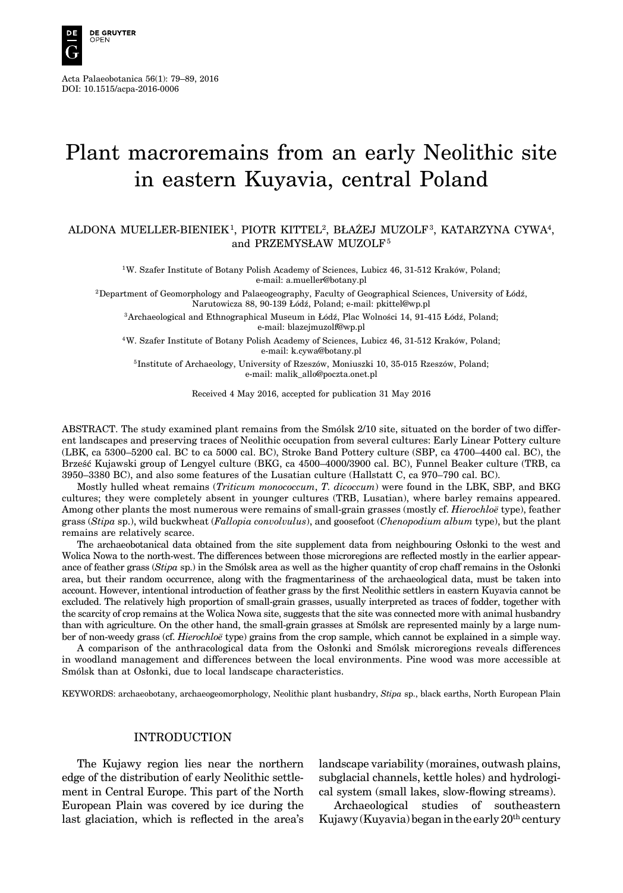# Plant macroremains from an early Neolithic site in eastern Kuyavia, central Poland

ALDONA MUELLER-BIENIEK[1], PIOTR KITTEL[2], BŁAŻEJ MUZOLF[3], KATARZYNA CYWA[4], and PRZEMYSŁAW MUZOLF[5]

[1]W. Szafer Institute of Botany Polish Academy of Sciences, Lubicz 46, 31-512 Kraków, Poland; e-mail: a.mueller@botany.pl

[2]Department of Geomorphology and Palaeogeography, Faculty of Geographical Sciences, University of Łódź, Narutowicza 88, 90-139 Łódź, Poland; e-mail: pkittel@wp.pl

[3]Archaeological and Ethnographical Museum in Łódź, Plac Wolności 14, 91-415 Łódź, Poland; e-mail: blazejmuzolf@wp.pl

[4]W. Szafer Institute of Botany Polish Academy of Sciences, Lubicz 46, 31-512 Kraków, Poland; e-mail: k.cywa@botany.pl

[5]Institute of Archaeology, University of Rzeszów, Moniuszki 10, 35-015 Rzeszów, Poland; e-mail: malik_allo@poczta.onet.pl

Received 4 May 2016, accepted for publication 31 May 2016

ABSTRACT. The study examined plant remains from the Smólsk 2/10 site, situated on the border of two different landscapes and preserving traces of Neolithic occupation from several cultures: Early Linear Pottery culture (LBK, ca 5300–5200 cal. BC to ca 5000 cal. BC), Stroke Band Pottery culture (SBP, ca 4700–4400 cal. BC), the Brześć Kujawski group of Lengyel culture (BKG, ca 4500–4000/3900 cal. BC), Funnel Beaker culture (TRB, ca 3950–3380 BC), and also some features of the Lusatian culture (Hallstatt C, ca 970–790 cal. BC).

Mostly hulled wheat remains (*Triticum monococcum*, *T. dicoccum*) were found in the LBK, SBP, and BKG cultures; they were completely absent in younger cultures (TRB, Lusatian), where barley remains appeared. Among other plants the most numerous were remains of small-grain grasses (mostly cf. *Hierochloë* type), feather grass (*Stipa* sp.), wild buckwheat (*Fallopia convolvulus*), and goosefoot (*Chenopodium album* type), but the plant remains are relatively scarce.

The archaeobotanical data obtained from the site supplement data from neighbouring Osłonki to the west and Wolica Nowa to the north-west. The differences between those microregions are reflected mostly in the earlier appearance of feather grass (*Stipa* sp.) in the Smólsk area as well as the higher quantity of crop chaff remains in the Osłonki area, but their random occurrence, along with the fragmentariness of the archaeological data, must be taken into account. However, intentional introduction of feather grass by the first Neolithic settlers in eastern Kuyavia cannot be excluded. The relatively high proportion of small-grain grasses, usually interpreted as traces of fodder, together with the scarcity of crop remains at the Wolica Nowa site, suggests that the site was connected more with animal husbandry than with agriculture. On the other hand, the small-grain grasses at Smólsk are represented mainly by a large number of non-weedy grass (cf. *Hierochloë* type) grains from the crop sample, which cannot be explained in a simple way.

A comparison of the anthracological data from the Osłonki and Smólsk microregions reveals differences in woodland management and differences between the local environments. Pine wood was more accessible at Smólsk than at Osłonki, due to local landscape characteristics.

KEYWORDS: archaeobotany, archaeogeomorphology, Neolithic plant husbandry, *Stipa* sp., black earths, North European Plain

## INTRODUCTION

The Kujawy region lies near the northern edge of the distribution of early Neolithic settlement in Central Europe. This part of the North European Plain was covered by ice during the last glaciation, which is reflected in the area's landscape variability (moraines, outwash plains, subglacial channels, kettle holes) and hydrological system (small lakes, slow-flowing streams).

Archaeological studies of southeastern Kujawy (Kuyavia) began in the early 20th century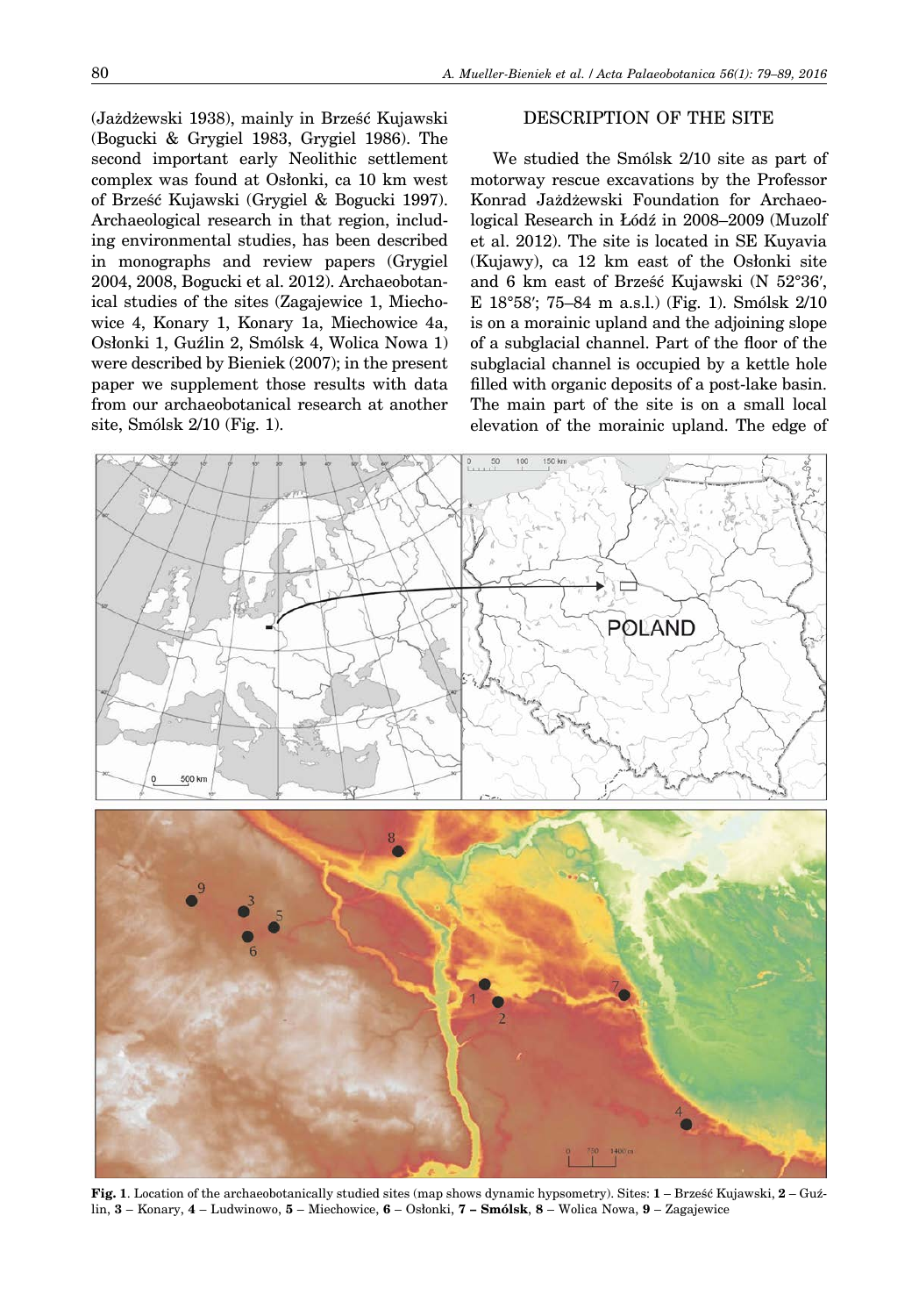(Jażdżewski 1938), mainly in Brześć Kujawski (Bogucki & Grygiel 1983, Grygiel 1986). The second important early Neolithic settlement complex was found at Osłonki, ca 10 km west of Brześć Kujawski (Grygiel & Bogucki 1997). Archaeological research in that region, including environmental studies, has been described in monographs and review papers (Grygiel 2004, 2008, Bogucki et al. 2012). Archaeobotanical studies of the sites (Zagajewice 1, Miechowice 4, Konary 1, Konary 1a, Miechowice 4a, Osłonki 1, Guźlin 2, Smólsk 4, Wolica Nowa 1) were described by Bieniek (2007); in the present paper we supplement those results with data from our archaeobotanical research at another site, Smólsk 2/10 (Fig. 1).

## DESCRIPTION OF THE SITE

We studied the Smólsk 2/10 site as part of motorway rescue excavations by the Professor Konrad Jażdżewski Foundation for Archaeological Research in Łódź in 2008–2009 (Muzolf et al. 2012). The site is located in SE Kuyavia (Kujawy), ca 12 km east of the Osłonki site and 6 km east of Brześć Kujawski (N 52°36′, E 18°58′; 75–84 m a.s.l.) (Fig. 1). Smólsk 2/10 is on a morainic upland and the adjoining slope of a subglacial channel. Part of the floor of the subglacial channel is occupied by a kettle hole filled with organic deposits of a post-lake basin. The main part of the site is on a small local elevation of the morainic upland. The edge of

**Fig. 1**. Location of the archaeobotanically studied sites (map shows dynamic hypsometry). Sites: **1** – Brześć Kujawski, **2** – Guźlin, **3** – Konary, **4** – Ludwinowo, **5** – Miechowice, **6** – Osłonki, **7 – Smólsk**, **8** – Wolica Nowa, **9** – Zagajewice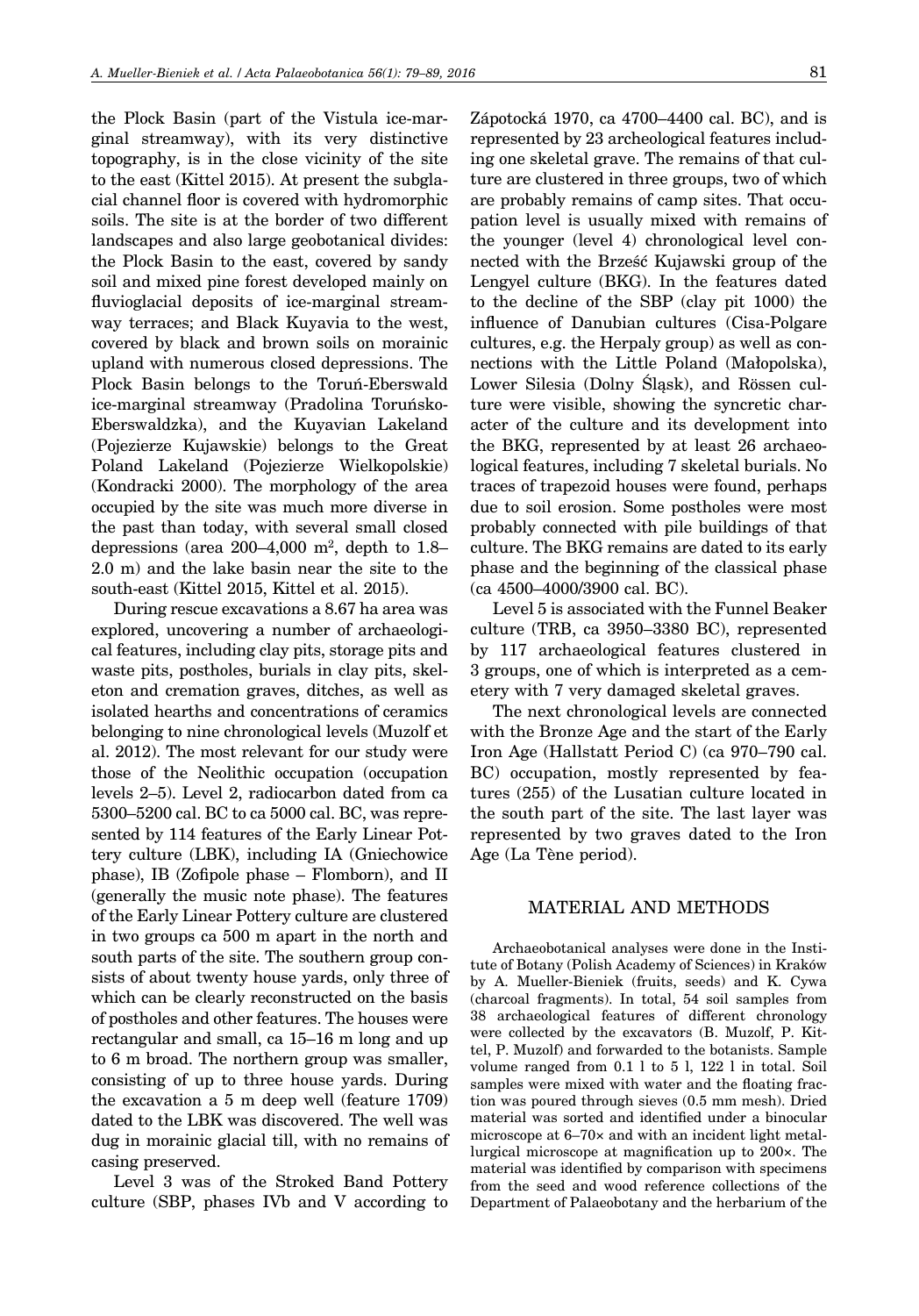the Plock Basin (part of the Vistula ice-marginal streamway), with its very distinctive topography, is in the close vicinity of the site to the east (Kittel 2015). At present the subglacial channel floor is covered with hydromorphic soils. The site is at the border of two different landscapes and also large geobotanical divides: the Plock Basin to the east, covered by sandy soil and mixed pine forest developed mainly on fluvioglacial deposits of ice-marginal streamway terraces; and Black Kuyavia to the west, covered by black and brown soils on morainic upland with numerous closed depressions. The Plock Basin belongs to the Toruń-Eberswald ice-marginal streamway (Pradolina Toruńsko-Eberswaldzka), and the Kuyavian Lakeland (Pojezierze Kujawskie) belongs to the Great Poland Lakeland (Pojezierze Wielkopolskie) (Kondracki 2000). The morphology of the area occupied by the site was much more diverse in the past than today, with several small closed depressions (area 200–4,000 m$^2$, depth to 1.8–2.0 m) and the lake basin near the site to the south-east (Kittel 2015, Kittel et al. 2015).

During rescue excavations a 8.67 ha area was explored, uncovering a number of archaeological features, including clay pits, storage pits and waste pits, postholes, burials in clay pits, skeleton and cremation graves, ditches, as well as isolated hearths and concentrations of ceramics belonging to nine chronological levels (Muzolf et al. 2012). The most relevant for our study were those of the Neolithic occupation (occupation levels 2–5). Level 2, radiocarbon dated from ca 5300–5200 cal. BC to ca 5000 cal. BC, was represented by 114 features of the Early Linear Pottery culture (LBK), including IA (Gniechowice phase), IB (Zofipole phase – Flomborn), and II (generally the music note phase). The features of the Early Linear Pottery culture are clustered in two groups ca 500 m apart in the north and south parts of the site. The southern group consists of about twenty house yards, only three of which can be clearly reconstructed on the basis of postholes and other features. The houses were rectangular and small, ca 15–16 m long and up to 6 m broad. The northern group was smaller, consisting of up to three house yards. During the excavation a 5 m deep well (feature 1709) dated to the LBK was discovered. The well was dug in morainic glacial till, with no remains of casing preserved.

Level 3 was of the Stroked Band Pottery culture (SBP, phases IVb and V according to Zápotocká 1970, ca 4700–4400 cal. BC), and is represented by 23 archeological features including one skeletal grave. The remains of that culture are clustered in three groups, two of which are probably remains of camp sites. That occupation level is usually mixed with remains of the younger (level 4) chronological level connected with the Brześć Kujawski group of the Lengyel culture (BKG). In the features dated to the decline of the SBP (clay pit 1000) the influence of Danubian cultures (Cisa-Polgare cultures, e.g. the Herpaly group) as well as connections with the Little Poland (Małopolska), Lower Silesia (Dolny Śląsk), and Rössen culture were visible, showing the syncretic character of the culture and its development into the BKG, represented by at least 26 archaeological features, including 7 skeletal burials. No traces of trapezoid houses were found, perhaps due to soil erosion. Some postholes were most probably connected with pile buildings of that culture. The BKG remains are dated to its early phase and the beginning of the classical phase (ca 4500–4000/3900 cal. BC).

Level 5 is associated with the Funnel Beaker culture (TRB, ca 3950–3380 BC), represented by 117 archaeological features clustered in 3 groups, one of which is interpreted as a cemetery with 7 very damaged skeletal graves.

The next chronological levels are connected with the Bronze Age and the start of the Early Iron Age (Hallstatt Period C) (ca 970–790 cal. BC) occupation, mostly represented by features (255) of the Lusatian culture located in the south part of the site. The last layer was represented by two graves dated to the Iron Age (La Tène period).

## MATERIAL AND METHODS

Archaeobotanical analyses were done in the Institute of Botany (Polish Academy of Sciences) in Kraków by A. Mueller-Bieniek (fruits, seeds) and K. Cywa (charcoal fragments). In total, 54 soil samples from 38 archaeological features of different chronology were collected by the excavators (B. Muzolf, P. Kittel, P. Muzolf) and forwarded to the botanists. Sample volume ranged from 0.1 l to 5 l, 122 l in total. Soil samples were mixed with water and the floating fraction was poured through sieves (0.5 mm mesh). Dried material was sorted and identified under a binocular microscope at 6–70× and with an incident light metallurgical microscope at magnification up to 200×. The material was identified by comparison with specimens from the seed and wood reference collections of the Department of Palaeobotany and the herbarium of the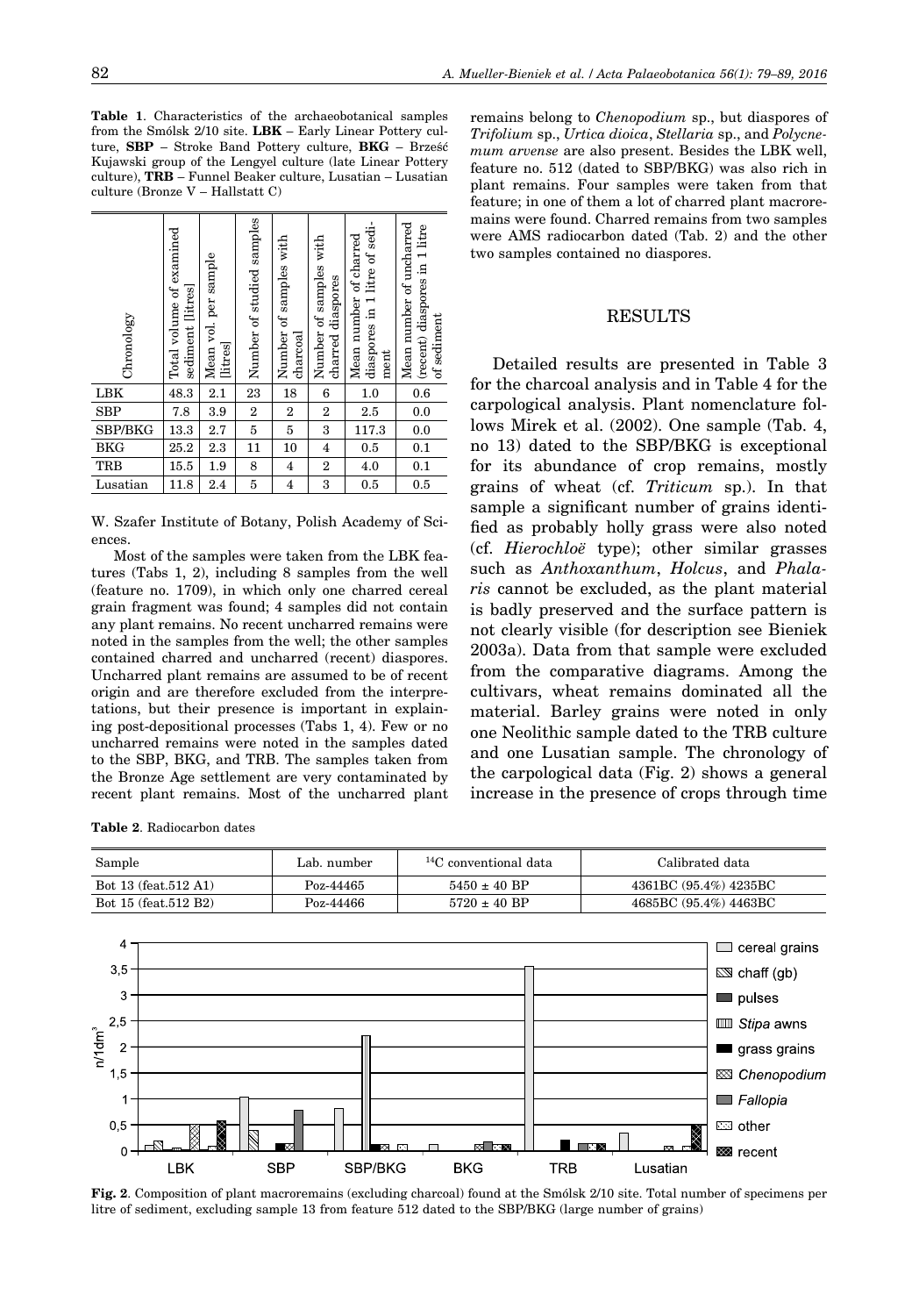**Table 1**. Characteristics of the archaeobotanical samples from the Smólsk 2/10 site. **LBK** – Early Linear Pottery culture, **SBP** – Stroke Band Pottery culture, **BKG** – Brześć Kujawski group of the Lengyel culture (late Linear Pottery culture), **TRB** – Funnel Beaker culture, Lusatian – Lusatian culture (Bronze V – Hallstatt C)

| Chronology | Total volume of examined sediment [litres] | Mean vol. per sample [litres] | Number of studied samples | Number of samples with charcoal | Number of samples with charred diaspores | Mean number of charred diaspores in 1 litre of sediment | Mean number of uncharred (recent) diaspores in 1 litre of sediment |
|---|---|---|---|---|---|---|---|
| LBK | 48.3 | 2.1 | 23 | 18 | 6 | 1.0 | 0.6 |
| SBP | 7.8 | 3.9 | 2 | 2 | 2 | 2.5 | 0.0 |
| SBP/BKG | 13.3 | 2.7 | 5 | 5 | 3 | 117.3 | 0.0 |
| BKG | 25.2 | 2.3 | 11 | 10 | 4 | 0.5 | 0.1 |
| TRB | 15.5 | 1.9 | 8 | 4 | 2 | 4.0 | 0.1 |
| Lusatian | 11.8 | 2.4 | 5 | 4 | 3 | 0.5 | 0.5 |

W. Szafer Institute of Botany, Polish Academy of Sciences.

Most of the samples were taken from the LBK features (Tabs 1, 2), including 8 samples from the well (feature no. 1709), in which only one charred cereal grain fragment was found; 4 samples did not contain any plant remains. No recent uncharred remains were noted in the samples from the well; the other samples contained charred and uncharred (recent) diaspores. Uncharred plant remains are assumed to be of recent origin and are therefore excluded from the interpretations, but their presence is important in explaining post-depositional processes (Tabs 1, 4). Few or no uncharred remains were noted in the samples dated to the SBP, BKG, and TRB. The samples taken from the Bronze Age settlement are very contaminated by recent plant remains. Most of the uncharred plant remains belong to *Chenopodium* sp., but diaspores of *Trifolium* sp., *Urtica dioica*, *Stellaria* sp., and *Polycnemum arvense* are also present. Besides the LBK well, feature no. 512 (dated to SBP/BKG) was also rich in plant remains. Four samples were taken from that feature; in one of them a lot of charred plant macroremains were found. Charred remains from two samples were AMS radiocarbon dated (Tab. 2) and the other two samples contained no diaspores.

## RESULTS

Detailed results are presented in Table 3 for the charcoal analysis and in Table 4 for the carpological analysis. Plant nomenclature follows Mirek et al. (2002). One sample (Tab. 4, no 13) dated to the SBP/BKG is exceptional for its abundance of crop remains, mostly grains of wheat (cf. *Triticum* sp.). In that sample a significant number of grains identified as probably holly grass were also noted (cf. *Hierochloë* type); other similar grasses such as *Anthoxanthum*, *Holcus*, and *Phalaris* cannot be excluded, as the plant material is badly preserved and the surface pattern is not clearly visible (for description see Bieniek 2003a). Data from that sample were excluded from the comparative diagrams. Among the cultivars, wheat remains dominated all the material. Barley grains were noted in only one Neolithic sample dated to the TRB culture and one Lusatian sample. The chronology of the carpological data (Fig. 2) shows a general increase in the presence of crops through time

**Table 2**. Radiocarbon dates

| Sample | Lab. number | $^{14}C$ conventional data | Calibrated data |
|---|---|---|---|
| Bot 13 (feat.512 A1) | Poz-44465 | 5450 ± 40 BP | 4361BC (95.4%) 4235BC |
| Bot 15 (feat.512 B2) | Poz-44466 | 5720 ± 40 BP | 4685BC (95.4%) 4463BC |

**Fig. 2**. Composition of plant macroremains (excluding charcoal) found at the Smólsk 2/10 site. Total number of specimens per litre of sediment, excluding sample 13 from feature 512 dated to the SBP/BKG (large number of grains)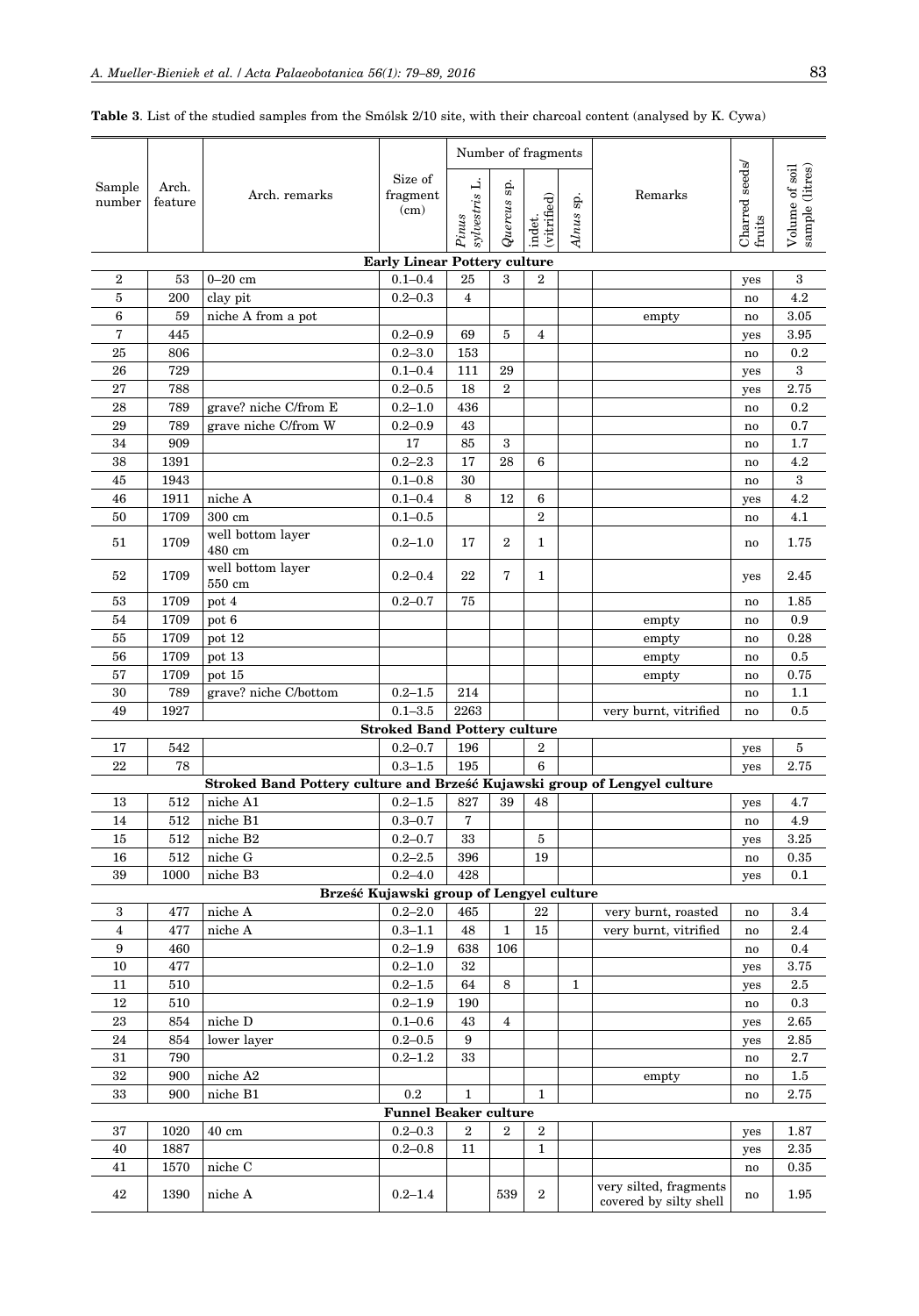**Table 3**. List of the studied samples from the Smólsk 2/10 site, with their charcoal content (analysed by K. Cywa)

| Sample number | Arch. feature | Arch. remarks | Size of fragment (cm) | Number of fragments | | | | Remarks | Charred seeds/ fruits | Volume of soil sample (litres) |
|---|---|---|---|---|---|---|---|---|---|---|
| | | | | *Pinus sylvestris* L. | *Quercus* sp. | indet. (vitrified) | *Alnus* sp. | | | |
| **Early Linear Pottery culture** | | | | | | | | | | |
| 2 | 53 | 0–20 cm | 0.1–0.4 | 25 | 3 | 2 | | | yes | 3 |
| 5 | 200 | clay pit | 0.2–0.3 | 4 | | | | | no | 4.2 |
| 6 | 59 | niche A from a pot | | | | | | empty | no | 3.05 |
| 7 | 445 | | 0.2–0.9 | 69 | 5 | 4 | | | yes | 3.95 |
| 25 | 806 | | 0.2–3.0 | 153 | | | | | no | 0.2 |
| 26 | 729 | | 0.1–0.4 | 111 | 29 | | | | yes | 3 |
| 27 | 788 | | 0.2–0.5 | 18 | 2 | | | | yes | 2.75 |
| 28 | 789 | grave? niche C/from E | 0.2–1.0 | 436 | | | | | no | 0.2 |
| 29 | 789 | grave niche C/from W | 0.2–0.9 | 43 | | | | | no | 0.7 |
| 34 | 909 | | 17 | 85 | 3 | | | | no | 1.7 |
| 38 | 1391 | | 0.2–2.3 | 17 | 28 | 6 | | | no | 4.2 |
| 45 | 1943 | | 0.1–0.8 | 30 | | | | | no | 3 |
| 46 | 1911 | niche A | 0.1–0.4 | 8 | 12 | 6 | | | yes | 4.2 |
| 50 | 1709 | 300 cm | 0.1–0.5 | | | 2 | | | no | 4.1 |
| 51 | 1709 | well bottom layer 480 cm | 0.2–1.0 | 17 | 2 | 1 | | | no | 1.75 |
| 52 | 1709 | well bottom layer 550 cm | 0.2–0.4 | 22 | 7 | 1 | | | yes | 2.45 |
| 53 | 1709 | pot 4 | 0.2–0.7 | 75 | | | | | no | 1.85 |
| 54 | 1709 | pot 6 | | | | | | empty | no | 0.9 |
| 55 | 1709 | pot 12 | | | | | | empty | no | 0.28 |
| 56 | 1709 | pot 13 | | | | | | empty | no | 0.5 |
| 57 | 1709 | pot 15 | | | | | | empty | no | 0.75 |
| 30 | 789 | grave? niche C/bottom | 0.2–1.5 | 214 | | | | | no | 1.1 |
| 49 | 1927 | | 0.1–3.5 | 2263 | | | | very burnt, vitrified | no | 0.5 |
| **Stroked Band Pottery culture** | | | | | | | | | | |
| 17 | 542 | | 0.2–0.7 | 196 | | 2 | | | yes | 5 |
| 22 | 78 | | 0.3–1.5 | 195 | | 6 | | | yes | 2.75 |
| **Stroked Band Pottery culture and Brześć Kujawski group of Lengyel culture** | | | | | | | | | | |
| 13 | 512 | niche A1 | 0.2–1.5 | 827 | 39 | 48 | | | yes | 4.7 |
| 14 | 512 | niche B1 | 0.3–0.7 | 7 | | | | | no | 4.9 |
| 15 | 512 | niche B2 | 0.2–0.7 | 33 | | 5 | | | yes | 3.25 |
| 16 | 512 | niche G | 0.2–2.5 | 396 | | 19 | | | no | 0.35 |
| 39 | 1000 | niche B3 | 0.2–4.0 | 428 | | | | | yes | 0.1 |
| **Brześć Kujawski group of Lengyel culture** | | | | | | | | | | |
| 3 | 477 | niche A | 0.2–2.0 | 465 | | 22 | | very burnt, roasted | no | 3.4 |
| 4 | 477 | niche A | 0.3–1.1 | 48 | 1 | 15 | | very burnt, vitrified | no | 2.4 |
| 9 | 460 | | 0.2–1.9 | 638 | 106 | | | | no | 0.4 |
| 10 | 477 | | 0.2–1.0 | 32 | | | | | yes | 3.75 |
| 11 | 510 | | 0.2–1.5 | 64 | 8 | | 1 | | yes | 2.5 |
| 12 | 510 | | 0.2–1.9 | 190 | | | | | no | 0.3 |
| 23 | 854 | niche D | 0.1–0.6 | 43 | 4 | | | | yes | 2.65 |
| 24 | 854 | lower layer | 0.2–0.5 | 9 | | | | | yes | 2.85 |
| 31 | 790 | | 0.2–1.2 | 33 | | | | | no | 2.7 |
| 32 | 900 | niche A2 | | | | | | empty | no | 1.5 |
| 33 | 900 | niche B1 | 0.2 | 1 | | 1 | | | no | 2.75 |
| **Funnel Beaker culture** | | | | | | | | | | |
| 37 | 1020 | 40 cm | 0.2–0.3 | 2 | 2 | 2 | | | yes | 1.87 |
| 40 | 1887 | | 0.2–0.8 | 11 | | 1 | | | yes | 2.35 |
| 41 | 1570 | niche C | | | | | | | no | 0.35 |
| 42 | 1390 | niche A | 0.2–1.4 | | 539 | 2 | | very silted, fragments covered by silty shell | no | 1.95 |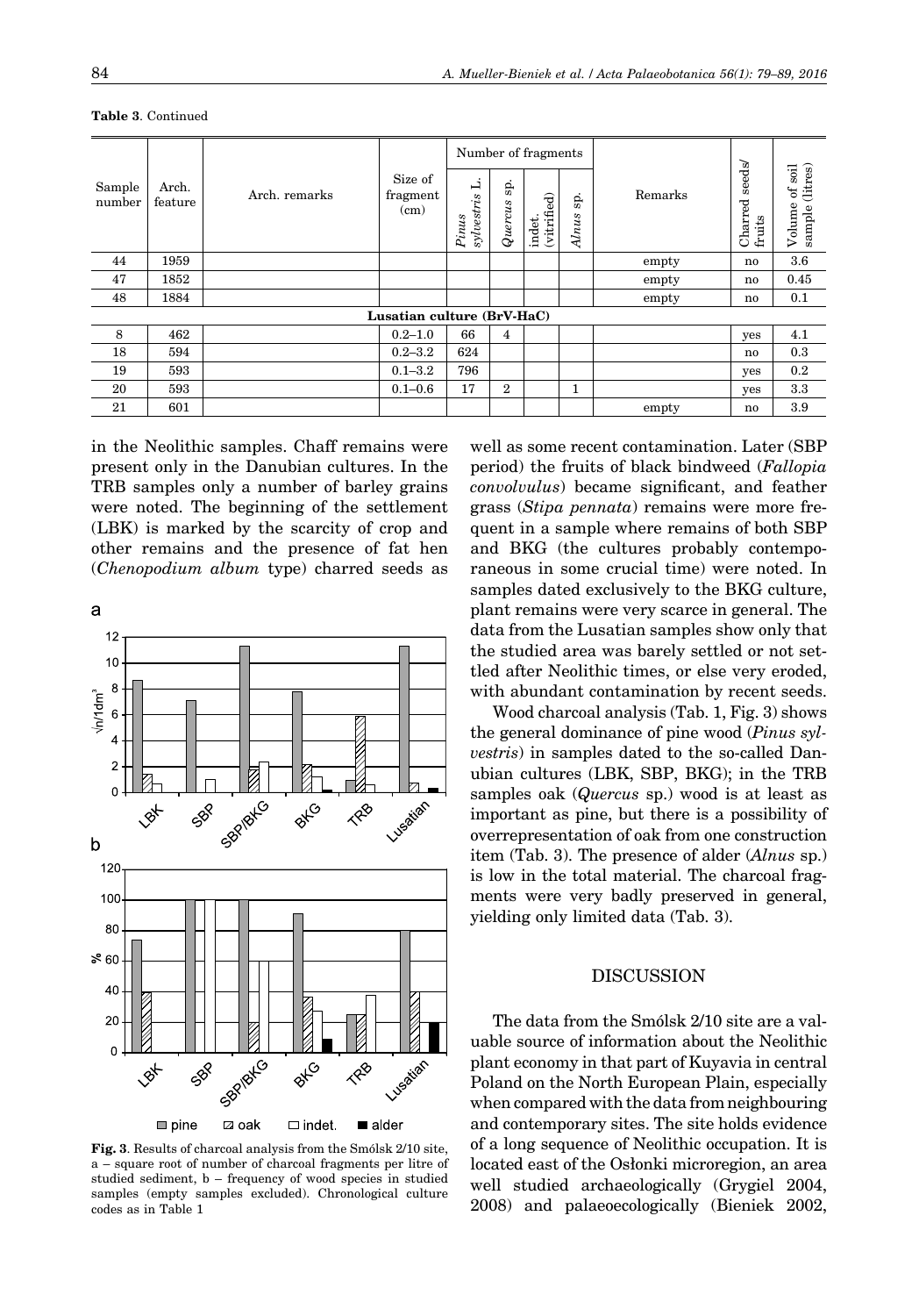**Table 3**. Continued

| Sample number | Arch. feature | Arch. remarks | Size of fragment (cm) | Number of fragments | | | | Remarks | Charred seeds/ fruits | Volume of soil sample (litres) |
|---|---|---|---|---|---|---|---|---|---|---|
| | | | | *Pinus sylvestris* L. | *Quercus* sp. | indet. (vitrified) | *Alnus* sp. | | | |
| 44 | 1959 | | | | | | | empty | no | 3.6 |
| 47 | 1852 | | | | | | | empty | no | 0.45 |
| 48 | 1884 | | | | | | | empty | no | 0.1 |
| **Lusatian culture (BrV-HaC)** | | | | | | | | | | |
| 8 | 462 | | 0.2–1.0 | 66 | 4 | | | | yes | 4.1 |
| 18 | 594 | | 0.2–3.2 | 624 | | | | | no | 0.3 |
| 19 | 593 | | 0.1–3.2 | 796 | | | | | yes | 0.2 |
| 20 | 593 | | 0.1–0.6 | 17 | 2 | | 1 | | yes | 3.3 |
| 21 | 601 | | | | | | | empty | no | 3.9 |

in the Neolithic samples. Chaff remains were present only in the Danubian cultures. In the TRB samples only a number of barley grains were noted. The beginning of the settlement (LBK) is marked by the scarcity of crop and other remains and the presence of fat hen (*Chenopodium album* type) charred seeds as well as some recent contamination. Later (SBP period) the fruits of black bindweed (*Fallopia convolvulus*) became significant, and feather grass (*Stipa pennata*) remains were more frequent in a sample where remains of both SBP and BKG (the cultures probably contemporaneous in some crucial time) were noted. In samples dated exclusively to the BKG culture, plant remains were very scarce in general. The data from the Lusatian samples show only that the studied area was barely settled or not settled after Neolithic times, or else very eroded, with abundant contamination by recent seeds.

**Fig. 3**. Results of charcoal analysis from the Smólsk 2/10 site, a – square root of number of charcoal fragments per litre of studied sediment, b – frequency of wood species in studied samples (empty samples excluded). Chronological culture codes as in Table 1

Wood charcoal analysis (Tab. 1, Fig. 3) shows the general dominance of pine wood (*Pinus sylvestris*) in samples dated to the so-called Danubian cultures (LBK, SBP, BKG); in the TRB samples oak (*Quercus* sp.) wood is at least as important as pine, but there is a possibility of overrepresentation of oak from one construction item (Tab. 3). The presence of alder (*Alnus* sp.) is low in the total material. The charcoal fragments were very badly preserved in general, yielding only limited data (Tab. 3).

## DISCUSSION

The data from the Smólsk 2/10 site are a valuable source of information about the Neolithic plant economy in that part of Kuyavia in central Poland on the North European Plain, especially when compared with the data from neighbouring and contemporary sites. The site holds evidence of a long sequence of Neolithic occupation. It is located east of the Osłonki microregion, an area well studied archaeologically (Grygiel 2004, 2008) and palaeoecologically (Bieniek 2002,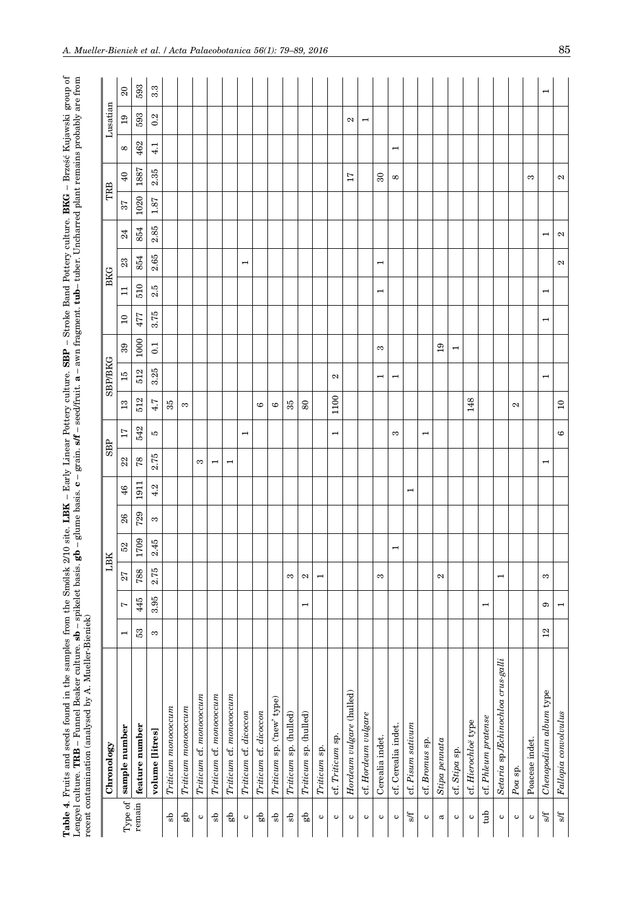**Table 4**. Fruits and seeds found in the samples from the Smólsk 2/10 site. **LBK** – Early Linear Pottery culture. **SBP** – Stroke Band Pottery culture. **BKG** – Brześć Kujawski group of Lengyel culture. **TRB** – Funnel Beaker culture. **sb** – spikelet basis. **gb** – glume basis. **c** – grain. **s/f** – seed/fruit. **a** – awn fragment. **tub** – tuber. Uncharred plant remains probably are from recent contamination (analysed by A. Mueller-Bieniek)

| | **Chronology** | LBK | | | | | | SBP | | SBP/BKG | | | BKG | | | | TRB | | Lusatian | | |
|---|---|---|---|---|---|---|---|---|---|---|---|---|---|---|---|---|---|---|---|---|---|
| Type of remain | **sample number** | 1 | 7 | 27 | 52 | 26 | 46 | 22 | 17 | 13 | 15 | 39 | 10 | 11 | 23 | 24 | 37 | 40 | 8 | 19 | 20 |
| | **feature number** | 53 | 445 | 788 | 1709 | 729 | 1911 | 78 | 542 | 512 | 512 | 1000 | 477 | 510 | 854 | 854 | 1020 | 1887 | 462 | 593 | 593 |
| | **volume [litres]** | 3 | 3.95 | 2.75 | 2.45 | 3 | 4.2 | 2.75 | 5 | 4.7 | 3.25 | 0.1 | 3.75 | 2.5 | 2.65 | 2.85 | 1.87 | 2.35 | 4.1 | 0.2 | 3.3 |
| sb | *Triticum monococcum* | | | | | | | | | 35 | | | | | | | | | | | |
| gb | *Triticum monococcum* | | | | | | | | | 3 | | | | | | | | | | | |
| c | *Triticum* cf. *monococcum* | | | | | | | 3 | | | | | | | | | | | | | |
| sb | *Triticum* cf. *monococcum* | | | | | | | 1 | | | | | | | | | | | | | |
| gb | *Triticum* cf. *monococcum* | | | | | | | 1 | | | | | | | | | | | | | |
| c | *Triticum* cf. *dicoccon* | | | | | | | | 1 | | | | | | | | | | | | |
| gb | *Triticum* cf. *dicoccon* | | | | | | | | | 6 | | | | | | | | | | | |
| sb | *Triticum* sp. ('new' type) | | | 3 | | | | | | 6 | | | | | | | | | | | |
| sb | *Triticum* sp. (hulled) | | | | | | | | | 35 | | | | | | | | | | | |
| gb | *Triticum* sp. (hulled) | | 1 | 2 | | | | | | 80 | | | | | | | | | | | |
| c | *Triticum* sp. | | | 1 | | | | | | | | | | | | | | | | | |
| c | cf. *Triticum* sp. | | | | | | | | 1 | 1100 | 2 | | | | | | | | | | |
| c | *Hordeum vulgare* (hulled) | | | | | | | | | | | | | | | | | 17 | | 2 | |
| c | cf. *Hordeum vulgare* | | | | | | | | | | | | | | | | | | | 1 | |
| c | Cerealia indet. | | | 3 | | | | | | | 1 | 3 | | 1 | 1 | | | 30 | | | |
| c | cf. Cerealia indet. | | | | 1 | | | | 3 | | 1 | | | | | | | 8 | 1 | | |
| s/f | cf. *Pisum sativum* | | | | | | 1 | | | | | | | | | | | | | | |
| c | cf. *Bromus* sp. | | | | | | | | 1 | | | | | | | | | | | | |
| a | *Stipa pennata* | | | 2 | | | | | | | | 19 | | | | | | | | | |
| c | cf. *Stipa* sp. | | | | | | | | | | | 1 | | | | | | | | | |
| c | cf. *Hierochloë* type | | | | | | | | | 148 | | | | | | | | | | | |
| tub | cf. *Phleum pratense* | | 1 | | | | | | | | | | | | | | | | | | |
| c | *Setaria* sp./*Echinochloa crus-galli* | | | 1 | | | | | | | | | | | | | | | | | |
| c | *Poa* sp. | | | | | | | | | 2 | | | | | | | | | | | |
| c | Poaceae indet. | | | | | | | | | | | | | | | | | 3 | | | |
| s/f | *Chenopodium album* type | 12 | 9 | 3 | | | | 1 | | | 1 | | 1 | 1 | | 1 | | | | | 1 |
| s/f | *Fallopia convolvulus* | | 1 | | | | | | 6 | 10 | | | | | 2 | 2 | | 2 | | | |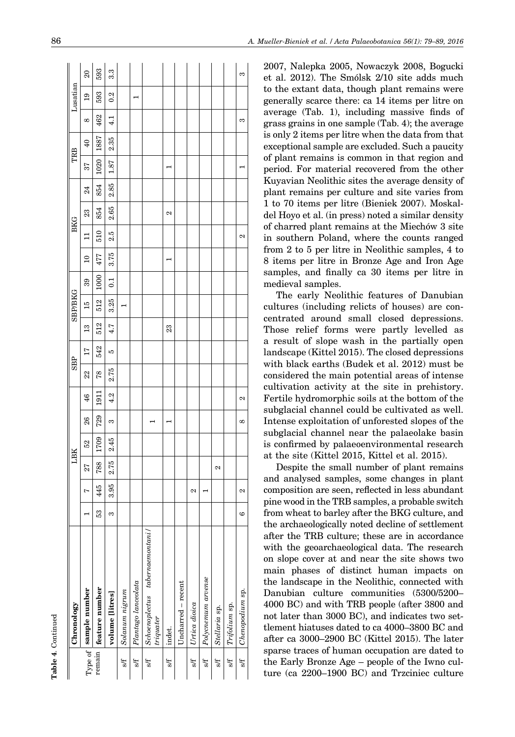**Table 4.** Continued

| Type of remain | Chronology | LBK | | | | | | SBP | | SBP/BKG | | | BKG | | | | TRB | | Lusatian | | |
|---|---|---|---|---|---|---|---|---|---|---|---|---|---|---|---|---|---|---|---|---|---|
| | **sample number** | 1 | 7 | 27 | 52 | 26 | 46 | 22 | 17 | 13 | 15 | 39 | 10 | 11 | 23 | 24 | 37 | 40 | 8 | 19 | 20 |
| | **feature number** | 53 | 445 | 788 | 1709 | 729 | 1911 | 78 | 542 | 512 | 512 | 1000 | 477 | 510 | 854 | 854 | 1020 | 1887 | 462 | 593 | 593 |
| | **volume [litres]** | 3 | 3.95 | 2.75 | 2.45 | 3 | 4.2 | 2.75 | 5 | 4.7 | 3.25 | 0.1 | 3.75 | 2.5 | 2.65 | 2.85 | 1.87 | 2.35 | 4.1 | 0.2 | 3.3 |
| s/f | *Solanum nigrum* | | | | | | | | | | 1 | | | | | | | | | | |
| s/f | *Plantago lanceolata* | | | | | | | | | | | | | | | | | | | 1 | |
| s/f | *Schoenoplectus tabernaemontani/triquater* | | | | | 1 | | | | | | | | | | | | | | | |
| s/f | indet. | | | | | 1 | | | | 23 | | | 1 | | 2 | | 1 | | | | |
| | Uncharred – recent | | | | | | | | | | | | | | | | | | | | |
| s/f | *Urtica dioica* | | 2 | | | | | | | | | | | | | | | | | | |
| s/f | *Polycnemum arvense* | | 1 | | | | | | | | | | | | | | | | | | |
| s/f | *Stellaria* sp. | | | 2 | | | | | | | | | | | | | | | | | |
| s/f | *Trifolium* sp. | | | | | | | | | | | | | | | | | | | | |
| s/f | *Chenopodium* sp. | 6 | 2 | | | 8 | 2 | | | | | | | 2 | | | 1 | | 3 | | 3 |

2007, Nalepka 2005, Nowaczyk 2008, Bogucki et al. 2012). The Smólsk 2/10 site adds much to the extant data, though plant remains were generally scarce there: ca 14 items per litre on average (Tab. 1), including massive finds of grass grains in one sample (Tab. 4); the average is only 2 items per litre when the data from that exceptional sample are excluded. Such a paucity of plant remains is common in that region and period. For material recovered from the other Kuyavian Neolithic sites the average density of plant remains per culture and site varies from 1 to 70 items per litre (Bieniek 2007). Moskal-del Hoyo et al. (in press) noted a similar density of charred plant remains at the Miechów 3 site in southern Poland, where the counts ranged from 2 to 5 per litre in Neolithic samples, 4 to 8 items per litre in Bronze Age and Iron Age samples, and finally ca 30 items per litre in medieval samples.

The early Neolithic features of Danubian cultures (including relicts of houses) are concentrated around small closed depressions. Those relief forms were partly levelled as a result of slope wash in the partially open landscape (Kittel 2015). The closed depressions with black earths (Budek et al. 2012) must be considered the main potential areas of intense cultivation activity at the site in prehistory. Fertile hydromorphic soils at the bottom of the subglacial channel could be cultivated as well. Intense exploitation of unforested slopes of the subglacial channel near the palaeolake basin is confirmed by palaeoenvironmental research at the site (Kittel 2015, Kittel et al. 2015).

Despite the small number of plant remains and analysed samples, some changes in plant composition are seen, reflected in less abundant pine wood in the TRB samples, a probable switch from wheat to barley after the BKG culture, and the archaeologically noted decline of settlement after the TRB culture; these are in accordance with the geoarchaeological data. The research on slope cover at and near the site shows two main phases of distinct human impacts on the landscape in the Neolithic, connected with Danubian culture communities (5300/5200–4000 BC) and with TRB people (after 3800 and not later than 3000 BC), and indicates two settlement hiatuses dated to ca 4000–3800 BC and after ca 3000–2900 BC (Kittel 2015). The later sparse traces of human occupation are dated to the Early Bronze Age – people of the Iwno culture (ca 2200–1900 BC) and Trzciniec culture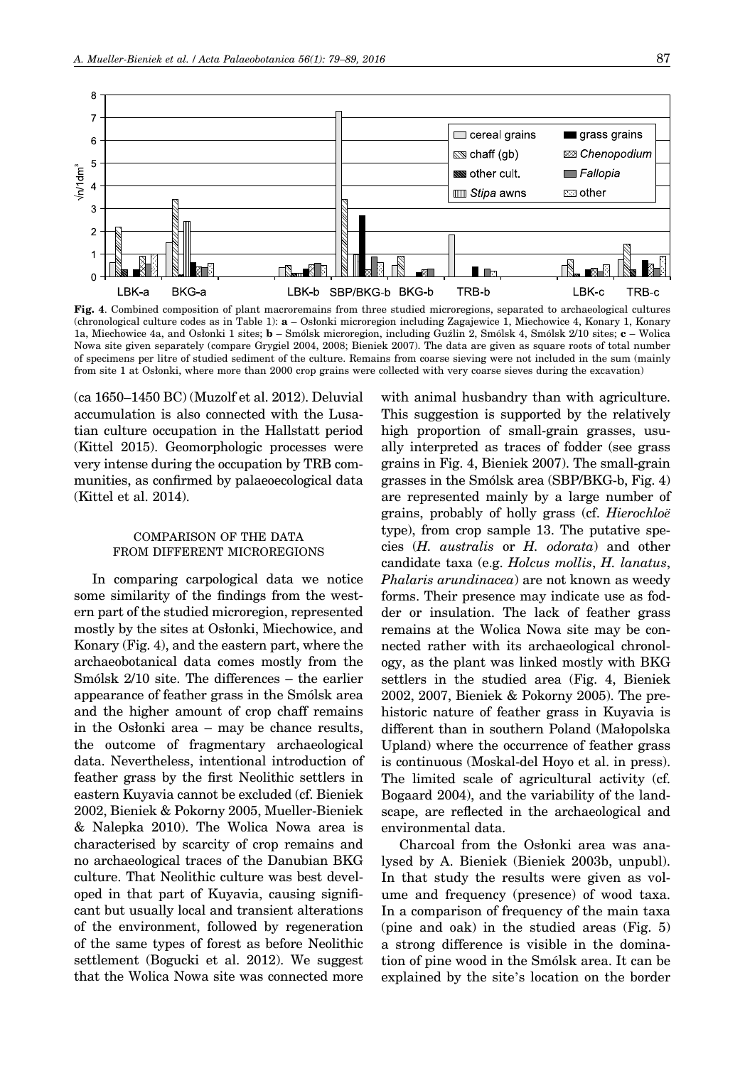**Fig. 4**. Combined composition of plant macroremains from three studied microregions, separated to archaeological cultures (chronological culture codes as in Table 1): **a** – Osłonki microregion including Zagajewice 1, Miechowice 4, Konary 1, Konary 1a, Miechowice 4a, and Osłonki 1 sites; **b** – Smólsk microregion, including Guźlin 2, Smólsk 4, Smólsk 2/10 sites; **c** – Wolica Nowa site given separately (compare Grygiel 2004, 2008; Bieniek 2007). The data are given as square roots of total number of specimens per litre of studied sediment of the culture. Remains from coarse sieving were not included in the sum (mainly from site 1 at Osłonki, where more than 2000 crop grains were collected with very coarse sieves during the excavation)

(ca 1650–1450 BC) (Muzolf et al. 2012). Deluvial accumulation is also connected with the Lusatian culture occupation in the Hallstatt period (Kittel 2015). Geomorphologic processes were very intense during the occupation by TRB communities, as confirmed by palaeoecological data (Kittel et al. 2014).

## COMPARISON OF THE DATA FROM DIFFERENT MICROREGIONS

In comparing carpological data we notice some similarity of the findings from the western part of the studied microregion, represented mostly by the sites at Osłonki, Miechowice, and Konary (Fig. 4), and the eastern part, where the archaeobotanical data comes mostly from the Smólsk 2/10 site. The differences – the earlier appearance of feather grass in the Smólsk area and the higher amount of crop chaff remains in the Osłonki area – may be chance results, the outcome of fragmentary archaeological data. Nevertheless, intentional introduction of feather grass by the first Neolithic settlers in eastern Kuyavia cannot be excluded (cf. Bieniek 2002, Bieniek & Pokorny 2005, Mueller-Bieniek & Nalepka 2010). The Wolica Nowa area is characterised by scarcity of crop remains and no archaeological traces of the Danubian BKG culture. That Neolithic culture was best developed in that part of Kuyavia, causing significant but usually local and transient alterations of the environment, followed by regeneration of the same types of forest as before Neolithic settlement (Bogucki et al. 2012). We suggest that the Wolica Nowa site was connected more with animal husbandry than with agriculture. This suggestion is supported by the relatively high proportion of small-grain grasses, usually interpreted as traces of fodder (see grass grains in Fig. 4, Bieniek 2007). The small-grain grasses in the Smólsk area (SBP/BKG-b, Fig. 4) are represented mainly by a large number of grains, probably of holly grass (cf. *Hierochloë* type), from crop sample 13. The putative species (*H. australis* or *H. odorata*) and other candidate taxa (e.g. *Holcus mollis*, *H. lanatus*, *Phalaris arundinacea*) are not known as weedy forms. Their presence may indicate use as fodder or insulation. The lack of feather grass remains at the Wolica Nowa site may be connected rather with its archaeological chronology, as the plant was linked mostly with BKG settlers in the studied area (Fig. 4, Bieniek 2002, 2007, Bieniek & Pokorny 2005). The prehistoric nature of feather grass in Kuyavia is different than in southern Poland (Małopolska Upland) where the occurrence of feather grass is continuous (Moskal-del Hoyo et al. in press). The limited scale of agricultural activity (cf. Bogaard 2004), and the variability of the landscape, are reflected in the archaeological and environmental data.

Charcoal from the Osłonki area was analysed by A. Bieniek (Bieniek 2003b, unpubl). In that study the results were given as volume and frequency (presence) of wood taxa. In a comparison of frequency of the main taxa (pine and oak) in the studied areas (Fig. 5) a strong difference is visible in the domination of pine wood in the Smólsk area. It can be explained by the site's location on the border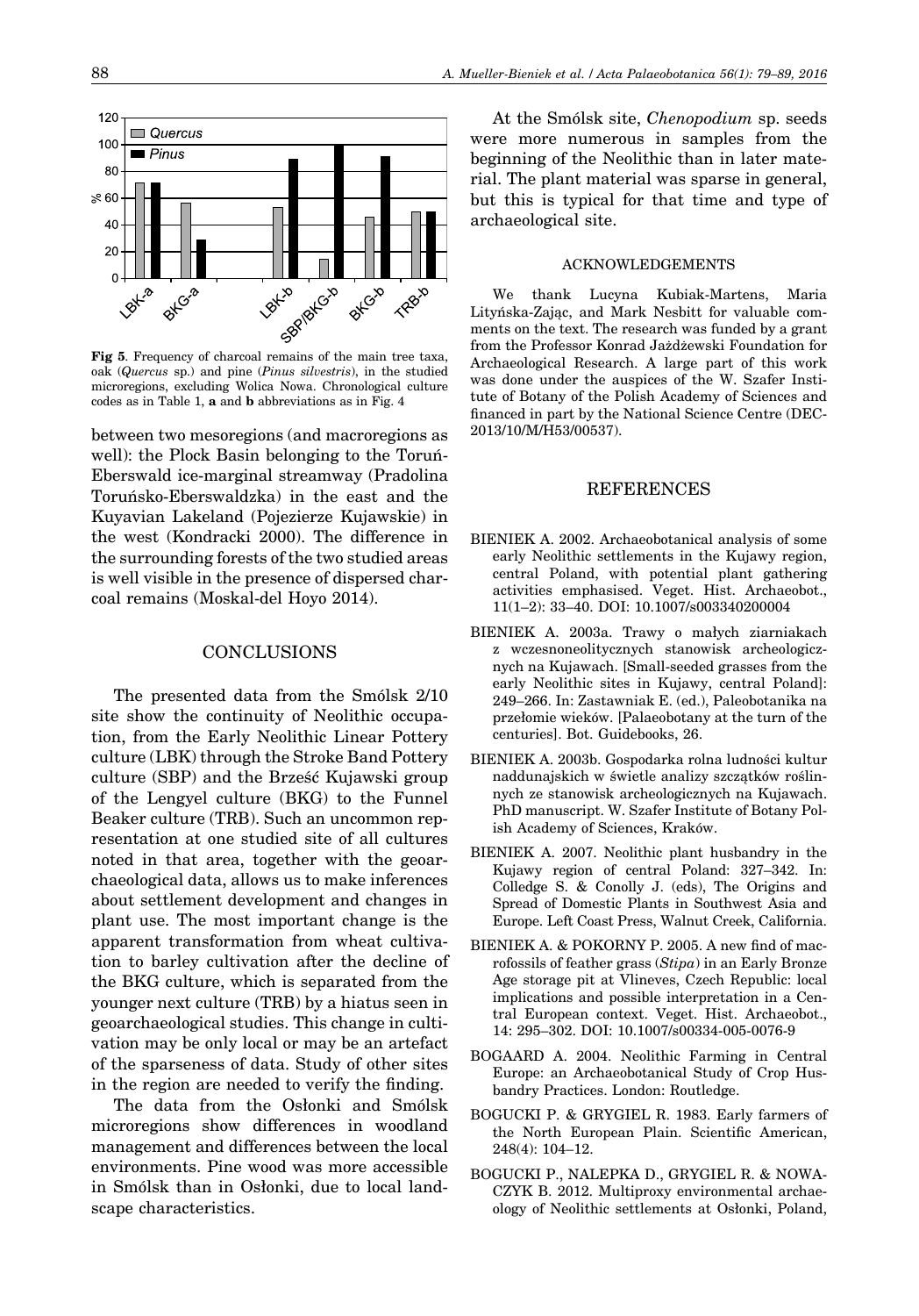**Fig 5**. Frequency of charcoal remains of the main tree taxa, oak (*Quercus* sp.) and pine (*Pinus silvestris*), in the studied microregions, excluding Wolica Nowa. Chronological culture codes as in Table 1, **a** and **b** abbreviations as in Fig. 4

between two mesoregions (and macroregions as well): the Plock Basin belonging to the Toruń-Eberswald ice-marginal streamway (Pradolina Toruńsko-Eberswaldzka) in the east and the Kuyavian Lakeland (Pojezierze Kujawskie) in the west (Kondracki 2000). The difference in the surrounding forests of the two studied areas is well visible in the presence of dispersed charcoal remains (Moskal-del Hoyo 2014).

## CONCLUSIONS

The presented data from the Smólsk 2/10 site show the continuity of Neolithic occupation, from the Early Neolithic Linear Pottery culture (LBK) through the Stroke Band Pottery culture (SBP) and the Brześć Kujawski group of the Lengyel culture (BKG) to the Funnel Beaker culture (TRB). Such an uncommon representation at one studied site of all cultures noted in that area, together with the geoarchaeological data, allows us to make inferences about settlement development and changes in plant use. The most important change is the apparent transformation from wheat cultivation to barley cultivation after the decline of the BKG culture, which is separated from the younger next culture (TRB) by a hiatus seen in geoarchaeological studies. This change in cultivation may be only local or may be an artefact of the sparseness of data. Study of other sites in the region are needed to verify the finding.

The data from the Osłonki and Smólsk microregions show differences in woodland management and differences between the local environments. Pine wood was more accessible in Smólsk than in Osłonki, due to local landscape characteristics.

At the Smólsk site, *Chenopodium* sp. seeds were more numerous in samples from the beginning of the Neolithic than in later material. The plant material was sparse in general, but this is typical for that time and type of archaeological site.

### ACKNOWLEDGEMENTS

We thank Lucyna Kubiak-Martens, Maria Lityńska-Zając, and Mark Nesbitt for valuable comments on the text. The research was funded by a grant from the Professor Konrad Jażdżewski Foundation for Archaeological Research. A large part of this work was done under the auspices of the W. Szafer Institute of Botany of the Polish Academy of Sciences and financed in part by the National Science Centre (DEC-2013/10/M/H53/00537).

## REFERENCES

BIENIEK A. 2002. Archaeobotanical analysis of some early Neolithic settlements in the Kujawy region, central Poland, with potential plant gathering activities emphasised. Veget. Hist. Archaeobot., 11(1–2): 33–40. DOI: 10.1007/s003340200004

BIENIEK A. 2003a. Trawy o małych ziarniakach z wczesnoneolitycznych stanowisk archeologicznych na Kujawach. [Small-seeded grasses from the early Neolithic sites in Kujawy, central Poland]: 249–266. In: Zastawniak E. (ed.), Paleobotanika na przełomie wieków. [Palaeobotany at the turn of the centuries]. Bot. Guidebooks, 26.

BIENIEK A. 2003b. Gospodarka rolna ludności kultur naddunajskich w świetle analizy szczątków roślinnych ze stanowisk archeologicznych na Kujawach. PhD manuscript. W. Szafer Institute of Botany Polish Academy of Sciences, Kraków.

BIENIEK A. 2007. Neolithic plant husbandry in the Kujawy region of central Poland: 327–342. In: Colledge S. & Conolly J. (eds), The Origins and Spread of Domestic Plants in Southwest Asia and Europe. Left Coast Press, Walnut Creek, California.

BIENIEK A. & POKORNY P. 2005. A new find of macrofossils of feather grass (*Stipa*) in an Early Bronze Age storage pit at Vlineves, Czech Republic: local implications and possible interpretation in a Central European context. Veget. Hist. Archaeobot., 14: 295–302. DOI: 10.1007/s00334-005-0076-9

BOGAARD A. 2004. Neolithic Farming in Central Europe: an Archaeobotanical Study of Crop Husbandry Practices. London: Routledge.

BOGUCKI P. & GRYGIEL R. 1983. Early farmers of the North European Plain. Scientific American, 248(4): 104–12.

BOGUCKI P., NALEPKA D., GRYGIEL R. & NOWACZYK B. 2012. Multiproxy environmental archaeology of Neolithic settlements at Osłonki, Poland,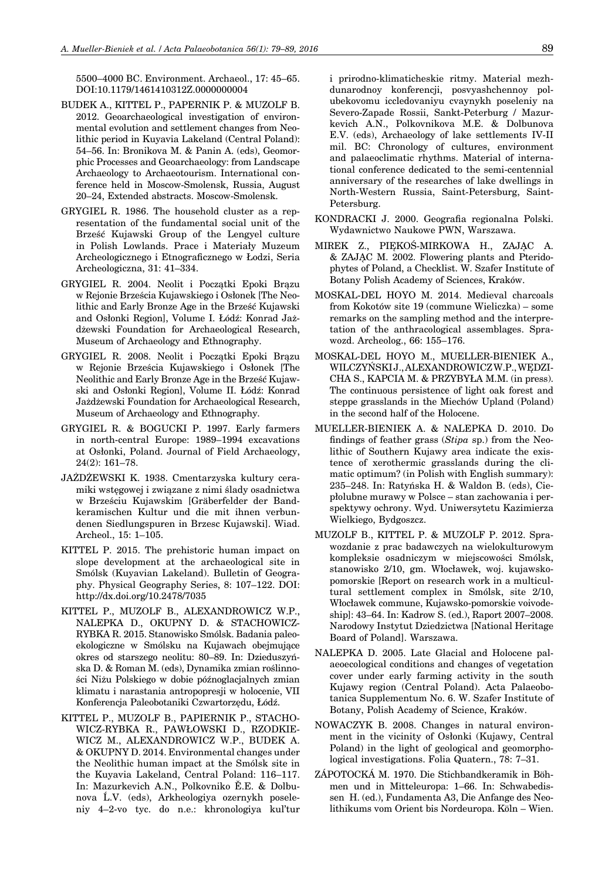5500–4000 BC. Environment. Archaeol., 17: 45–65. DOI:10.1179/1461410312Z.0000000004

BUDEK A., KITTEL P., PAPERNIK P. & MUZOLF B. 2012. Geoarchaeological investigation of environmental evolution and settlement changes from Neolithic period in Kuyavia Lakeland (Central Poland): 54–56. In: Bronikova M. & Panin A. (eds), Geomorphic Processes and Geoarchaeology: from Landscape Archaeology to Archaeotourism. International conference held in Moscow-Smolensk, Russia, August 20–24, Extended abstracts. Moscow-Smolensk.

GRYGIEL R. 1986. The household cluster as a representation of the fundamental social unit of the Brześć Kujawski Group of the Lengyel culture in Polish Lowlands. Prace i Materiały Muzeum Archeologicznego i Etnograficznego w Łodzi, Seria Archeologiczna, 31: 41–334.

GRYGIEL R. 2004. Neolit i Początki Epoki Brązu w Rejonie Brześcia Kujawskiego i Osłonek [The Neolithic and Early Bronze Age in the Brześć Kujawski and Osłonki Region], Volume I. Łódź: Konrad Jażdżewski Foundation for Archaeological Research, Museum of Archaeology and Ethnography.

GRYGIEL R. 2008. Neolit i Początki Epoki Brązu w Rejonie Brześcia Kujawskiego i Osłonek [The Neolithic and Early Bronze Age in the Brześć Kujawski and Osłonki Region], Volume II. Łódź: Konrad Jażdżewski Foundation for Archaeological Research, Museum of Archaeology and Ethnography.

GRYGIEL R. & BOGUCKI P. 1997. Early farmers in north-central Europe: 1989–1994 excavations at Osłonki, Poland. Journal of Field Archaeology, 24(2): 161–78.

JAŻDŻEWSKI K. 1938. Cmentarzyska kultury ceramiki wstęgowej i związane z nimi ślady osadnictwa w Brześciu Kujawskim [Gräberfelder der Bandkeramischen Kultur und die mit ihnen verbundenen Siedlungspuren in Brzesc Kujawski]. Wiad. Archeol., 15: 1–105.

KITTEL P. 2015. The prehistoric human impact on slope development at the archaeological site in Smólsk (Kuyavian Lakeland). Bulletin of Geography. Physical Geography Series, 8: 107–122. DOI: http://dx.doi.org/10.2478/7035

KITTEL P., MUZOLF B., ALEXANDROWICZ W.P., NALEPKA D., OKUPNY D. & STACHOWICZ-RYBKA R. 2015. Stanowisko Smólsk. Badania paleoekologiczne w Smólsku na Kujawach obejmujące okres od starszego neolitu: 80–89. In: Dzieduszyńska D. & Roman M. (eds), Dynamika zmian roślinności Niżu Polskiego w dobie późnoglacjalnych zmian klimatu i narastania antropopresji w holocenie, VII Konferencja Paleobotaniki Czwartorzędu, Łódź.

KITTEL P., MUZOLF B., PAPIERNIK P., STACHOWICZ-RYBKA R., PAWŁOWSKI D., RZODKIEWICZ M., ALEXANDROWICZ W.P., BUDEK A. & OKUPNY D. 2014. Environmental changes under the Neolithic human impact at the Smólsk site in the Kuyavia Lakeland, Central Poland: 116–117. In: Mazurkevich A.N., Polkovniko Ě.E. & Dolbunova Ĺ.V. (eds), Arkheologiya ozernykh poseleniy 4–2-vo tyc. do n.e.: khronologiya kul'tur i prirodno-klimaticheskie ritmy. Material mezhdunarodnoy konferencji, posvyashchennoy polubekovomu iccledovaniyu cvaynykh poseleniy na Severo-Zapade Rossii, Sankt-Peterburg / Mazurkevich A.N., Polkovnikova M.E. & Dolbunova E.V. (eds), Archaeology of lake settlements IV-II mil. BC: Chronology of cultures, environment and palaeoclimatic rhythms. Material of international conference dedicated to the semi-centennial anniversary of the researches of lake dwellings in North-Western Russia, Saint-Petersburg, Saint-Petersburg.

KONDRACKI J. 2000. Geografia regionalna Polski. Wydawnictwo Naukowe PWN, Warszawa.

MIREK Z., PIĘKOŚ-MIRKOWA H., ZAJĄC A. & ZAJĄC M. 2002. Flowering plants and Pteridophytes of Poland, a Checklist. W. Szafer Institute of Botany Polish Academy of Sciences, Kraków.

MOSKAL-DEL HOYO M. 2014. Medieval charcoals from Kokotów site 19 (commune Wieliczka) – some remarks on the sampling method and the interpretation of the anthracological assemblages. Sprawozd. Archeolog., 66: 155–176.

MOSKAL-DEL HOYO M., MUELLER-BIENIEK A., WILCZYŃSKI J., ALEXANDROWICZ W.P., WĘDZICHA S., KAPCIA M. & PRZYBYŁA M.M. (in press). The continuous persistence of light oak forest and steppe grasslands in the Miechów Upland (Poland) in the second half of the Holocene.

MUELLER-BIENIEK A. & NALEPKA D. 2010. Do findings of feather grass (*Stipa* sp.) from the Neolithic of Southern Kujawy area indicate the existence of xerothermic grasslands during the climatic optimum? (in Polish with English summary): 235–248. In: Ratyńska H. & Waldon B. (eds), Ciepłolubne murawy w Polsce – stan zachowania i perspektywy ochrony. Wyd. Uniwersytetu Kazimierza Wielkiego, Bydgoszcz.

MUZOLF B., KITTEL P. & MUZOLF P. 2012. Sprawozdanie z prac badawczych na wielokulturowym kompleksie osadniczym w miejscowości Smólsk, stanowisko 2/10, gm. Włocławek, woj. kujawsko-pomorskie [Report on research work in a multicultural settlement complex in Smólsk, site 2/10, Włocławek commune, Kujawsko-pomorskie voivodeship]: 43–64. In: Kadrow S. (ed.), Raport 2007–2008. Narodowy Instytut Dziedzictwa [National Heritage Board of Poland]. Warszawa.

NALEPKA D. 2005. Late Glacial and Holocene palaeoecological conditions and changes of vegetation cover under early farming activity in the south Kujawy region (Central Poland). Acta Palaeobotanica Supplementum No. 6. W. Szafer Institute of Botany, Polish Academy of Science, Kraków.

NOWACZYK B. 2008. Changes in natural environment in the vicinity of Osłonki (Kujawy, Central Poland) in the light of geological and geomorphological investigations. Folia Quatern., 78: 7–31.

ZÁPOTOCKÁ M. 1970. Die Stichbandkeramik in Böhmen und in Mitteleuropa: 1–66. In: Schwabedissen H. (ed.), Fundamenta A3, Die Anfange des Neolithikums vom Orient bis Nordeuropa. Köln – Wien.